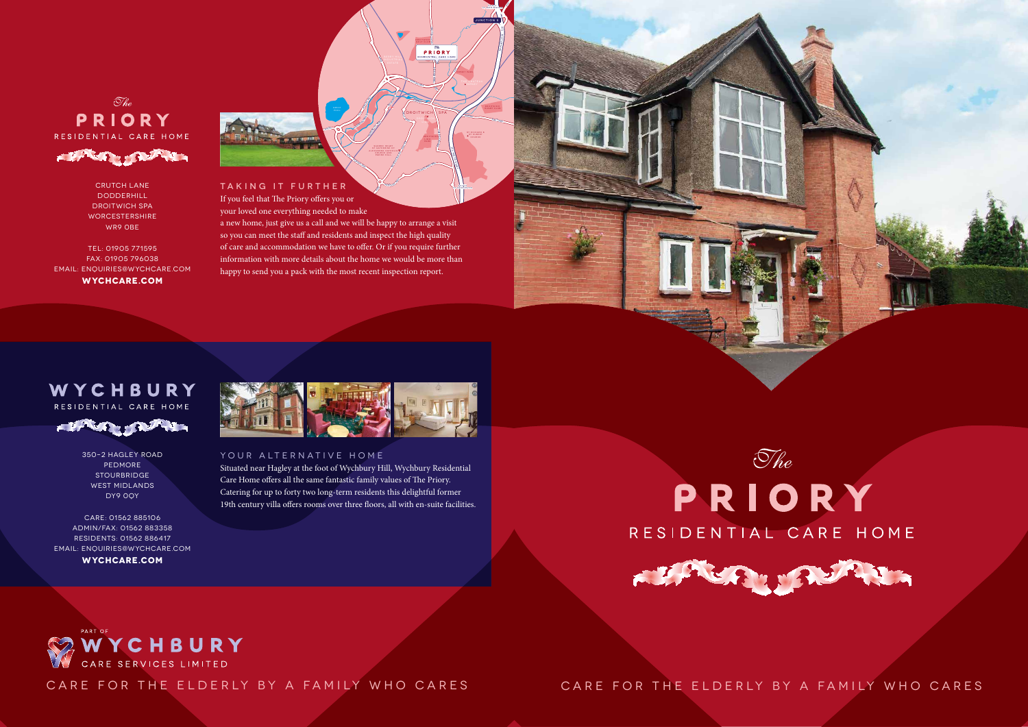*The*
# PRIORY
RESIDENTIAL CARE HOME

CRUTCH LANE
DODDERHILL
DROITWICH SPA
WORCESTERSHIRE
WR9 0BE

TEL: 01905 771595
FAX: 01905 796038
EMAIL: ENQUIRIES@WYCHCARE.COM
**WYCHCARE.COM**

## TAKING IT FURTHER

If you feel that The Priory offers you or your loved one everything needed to make a new home, just give us a call and we will be happy to arrange a visit so you can meet the staff and residents and inspect the high quality of care and accommodation we have to offer. Or if you require further information with more details about the home we would be more than happy to send you a pack with the most recent inspection report.

# WYCHBURY
RESIDENTIAL CARE HOME

350-2 HAGLEY ROAD
PEDMORE
STOURBRIDGE
WEST MIDLANDS
DY9 0QY

CARE: 01562 885106
ADMIN/FAX: 01562 883358
RESIDENTS: 01562 886417
EMAIL: ENQUIRIES@WYCHCARE.COM
**WYCHCARE.COM**

## YOUR ALTERNATIVE HOME

Situated near Hagley at the foot of Wychbury Hill, Wychbury Residential Care Home offers all the same fantastic family values of The Priory. Catering for up to forty two long-term residents this delightful former 19th century villa offers rooms over three floors, all with en-suite facilities.

PART OF
WYCHBURY
CARE SERVICES LIMITED

CARE FOR THE ELDERLY BY A FAMILY WHO CARES

*The*
# PRIORY
RESIDENTIAL CARE HOME

CARE FOR THE ELDERLY BY A FAMILY WHO CARES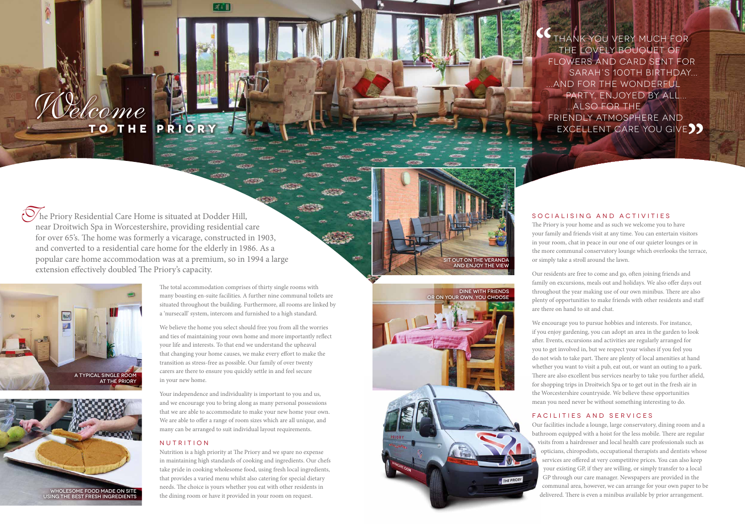# Welcome TO THE PRIORY

> "Thank you very much for the lovely bouquet of flowers and card sent for Sarah's 100th birthday... ...and for the wonderful party, enjoyed by all... ...also for the friendly atmosphere and excellent care you give"

The Priory Residential Care Home is situated at Dodder Hill, near Droitwich Spa in Worcestershire, providing residential care for over 65's. The home was formerly a vicarage, constructed in 1903, and converted to a residential care home for the elderly in 1986. As a popular care home accommodation was at a premium, so in 1994 a large extension effectively doubled The Priory's capacity.

A TYPICAL SINGLE ROOM AT THE PRIORY

WHOLESOME FOOD MADE ON SITE USING THE BEST FRESH INGREDIENTS

The total accommodation comprises of thirty single rooms with many boasting en-suite facilities. A further nine communal toilets are situated throughout the building. Furthermore, all rooms are linked by a 'nursecall' system, intercom and furnished to a high standard.

We believe the home you select should free you from all the worries and ties of maintaining your own home and more importantly reflect your life and interests. To that end we understand the upheaval that changing your home causes, we make every effort to make the transition as stress-free as possible. Our family of over twenty carers are there to ensure you quickly settle in and feel secure in your new home.

Your independence and individuality is important to you and us, and we encourage you to bring along as many personal possessions that we are able to accommodate to make your new home your own. We are able to offer a range of room sizes which are all unique, and many can be arranged to suit individual layout requirements.

## NUTRITION

Nutrition is a high priority at The Priory and we spare no expense in maintaining high standards of cooking and ingredients. Our chefs take pride in cooking wholesome food, using fresh local ingredients, that provides a varied menu whilst also catering for special dietary needs. The choice is yours whether you eat with other residents in the dining room or have it provided in your room on request.

SIT OUT ON THE VERANDA AND ENJOY THE VIEW

DINE WITH FRIENDS OR ON YOUR OWN, YOU CHOOSE

## SOCIALISING AND ACTIVITIES

The Priory is your home and as such we welcome you to have your family and friends visit at any time. You can entertain visitors in your room, chat in peace in our one of our quieter lounges or in the more communal conservatory lounge which overlooks the terrace, or simply take a stroll around the lawn.

Our residents are free to come and go, often joining friends and family on excursions, meals out and holidays. We also offer days out throughout the year making use of our own minibus. There are also plenty of opportunities to make friends with other residents and staff are there on hand to sit and chat.

We encourage you to pursue hobbies and interests. For instance, if you enjoy gardening, you can adopt an area in the garden to look after. Events, excursions and activities are regularly arranged for you to get involved in, but we respect your wishes if you feel you do not wish to take part. There are plenty of local amenities at hand whether you want to visit a pub, eat out, or want an outing to a park. There are also excellent bus services nearby to take you further afield, for shopping trips in Droitwich Spa or to get out in the fresh air in the Worcestershire countryside. We believe these opportunities mean you need never be without something interesting to do.

## FACILITIES AND SERVICES

Our facilities include a lounge, large conservatory, dining room and a bathroom equipped with a hoist for the less mobile. There are regular visits from a hairdresser and local health care professionals such as opticians, chiropodists, occupational therapists and dentists whose services are offered at very competitive prices. You can also keep your existing GP, if they are willing, or simply transfer to a local GP through our care manager. Newspapers are provided in the communal area, however, we can arrange for your own paper to be delivered. There is even a minibus available by prior arrangement.